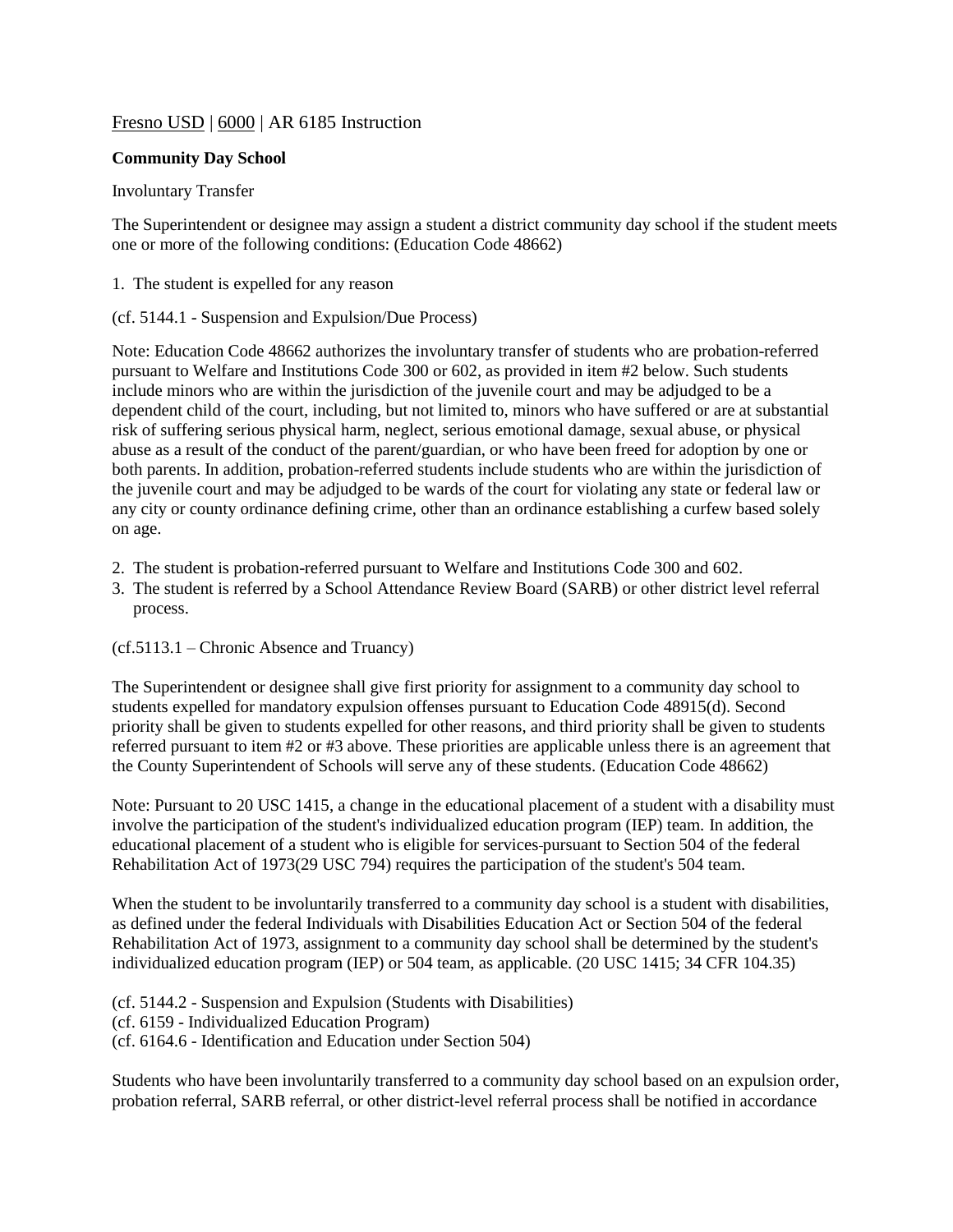Fresno USD | 6000 | AR 6185 Instruction

**Community Day School**

Involuntary Transfer

The Superintendent or designee may assign a student a district community day school if the student meets one or more of the following conditions: (Education Code 48662)

1. The student is expelled for any reason

(cf. 5144.1 - Suspension and Expulsion/Due Process)

Note: Education Code 48662 authorizes the involuntary transfer of students who are probation-referred pursuant to Welfare and Institutions Code 300 or 602, as provided in item #2 below. Such students include minors who are within the jurisdiction of the juvenile court and may be adjudged to be a dependent child of the court, including, but not limited to, minors who have suffered or are at substantial risk of suffering serious physical harm, neglect, serious emotional damage, sexual abuse, or physical abuse as a result of the conduct of the parent/guardian, or who have been freed for adoption by one or both parents. In addition, probation-referred students include students who are within the jurisdiction of the juvenile court and may be adjudged to be wards of the court for violating any state or federal law or any city or county ordinance defining crime, other than an ordinance establishing a curfew based solely on age.

2. The student is probation-referred pursuant to Welfare and Institutions Code 300 and 602.
3. The student is referred by a School Attendance Review Board (SARB) or other district level referral process.

(cf.5113.1 – Chronic Absence and Truancy)

The Superintendent or designee shall give first priority for assignment to a community day school to students expelled for mandatory expulsion offenses pursuant to Education Code 48915(d). Second priority shall be given to students expelled for other reasons, and third priority shall be given to students referred pursuant to item #2 or #3 above. These priorities are applicable unless there is an agreement that the County Superintendent of Schools will serve any of these students. (Education Code 48662)

Note: Pursuant to 20 USC 1415, a change in the educational placement of a student with a disability must involve the participation of the student's individualized education program (IEP) team. In addition, the educational placement of a student who is eligible for services pursuant to Section 504 of the federal Rehabilitation Act of 1973(29 USC 794) requires the participation of the student's 504 team.

When the student to be involuntarily transferred to a community day school is a student with disabilities, as defined under the federal Individuals with Disabilities Education Act or Section 504 of the federal Rehabilitation Act of 1973, assignment to a community day school shall be determined by the student's individualized education program (IEP) or 504 team, as applicable. (20 USC 1415; 34 CFR 104.35)

(cf. 5144.2 - Suspension and Expulsion (Students with Disabilities)
(cf. 6159 - Individualized Education Program)
(cf. 6164.6 - Identification and Education under Section 504)

Students who have been involuntarily transferred to a community day school based on an expulsion order, probation referral, SARB referral, or other district-level referral process shall be notified in accordance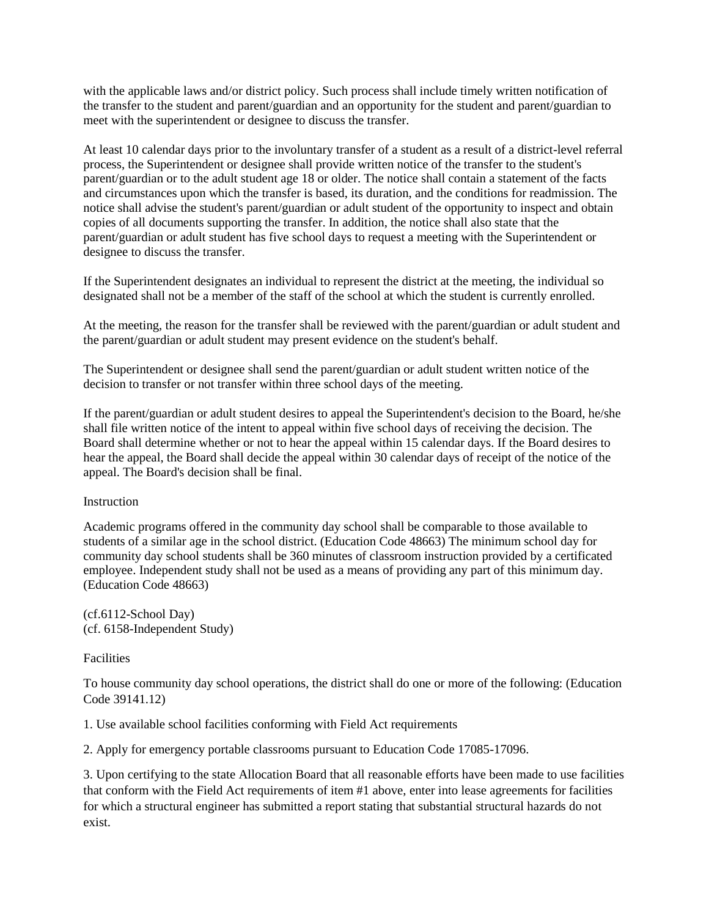with the applicable laws and/or district policy. Such process shall include timely written notification of the transfer to the student and parent/guardian and an opportunity for the student and parent/guardian to meet with the superintendent or designee to discuss the transfer.

At least 10 calendar days prior to the involuntary transfer of a student as a result of a district-level referral process, the Superintendent or designee shall provide written notice of the transfer to the student's parent/guardian or to the adult student age 18 or older. The notice shall contain a statement of the facts and circumstances upon which the transfer is based, its duration, and the conditions for readmission. The notice shall advise the student's parent/guardian or adult student of the opportunity to inspect and obtain copies of all documents supporting the transfer. In addition, the notice shall also state that the parent/guardian or adult student has five school days to request a meeting with the Superintendent or designee to discuss the transfer.

If the Superintendent designates an individual to represent the district at the meeting, the individual so designated shall not be a member of the staff of the school at which the student is currently enrolled.

At the meeting, the reason for the transfer shall be reviewed with the parent/guardian or adult student and the parent/guardian or adult student may present evidence on the student's behalf.

The Superintendent or designee shall send the parent/guardian or adult student written notice of the decision to transfer or not transfer within three school days of the meeting.

If the parent/guardian or adult student desires to appeal the Superintendent's decision to the Board, he/she shall file written notice of the intent to appeal within five school days of receiving the decision. The Board shall determine whether or not to hear the appeal within 15 calendar days. If the Board desires to hear the appeal, the Board shall decide the appeal within 30 calendar days of receipt of the notice of the appeal. The Board's decision shall be final.

Instruction

Academic programs offered in the community day school shall be comparable to those available to students of a similar age in the school district. (Education Code 48663) The minimum school day for community day school students shall be 360 minutes of classroom instruction provided by a certificated employee. Independent study shall not be used as a means of providing any part of this minimum day. (Education Code 48663)

(cf.6112-School Day)
(cf. 6158-Independent Study)

Facilities

To house community day school operations, the district shall do one or more of the following: (Education Code 39141.12)

1. Use available school facilities conforming with Field Act requirements

2. Apply for emergency portable classrooms pursuant to Education Code 17085-17096.

3. Upon certifying to the state Allocation Board that all reasonable efforts have been made to use facilities that conform with the Field Act requirements of item #1 above, enter into lease agreements for facilities for which a structural engineer has submitted a report stating that substantial structural hazards do not exist.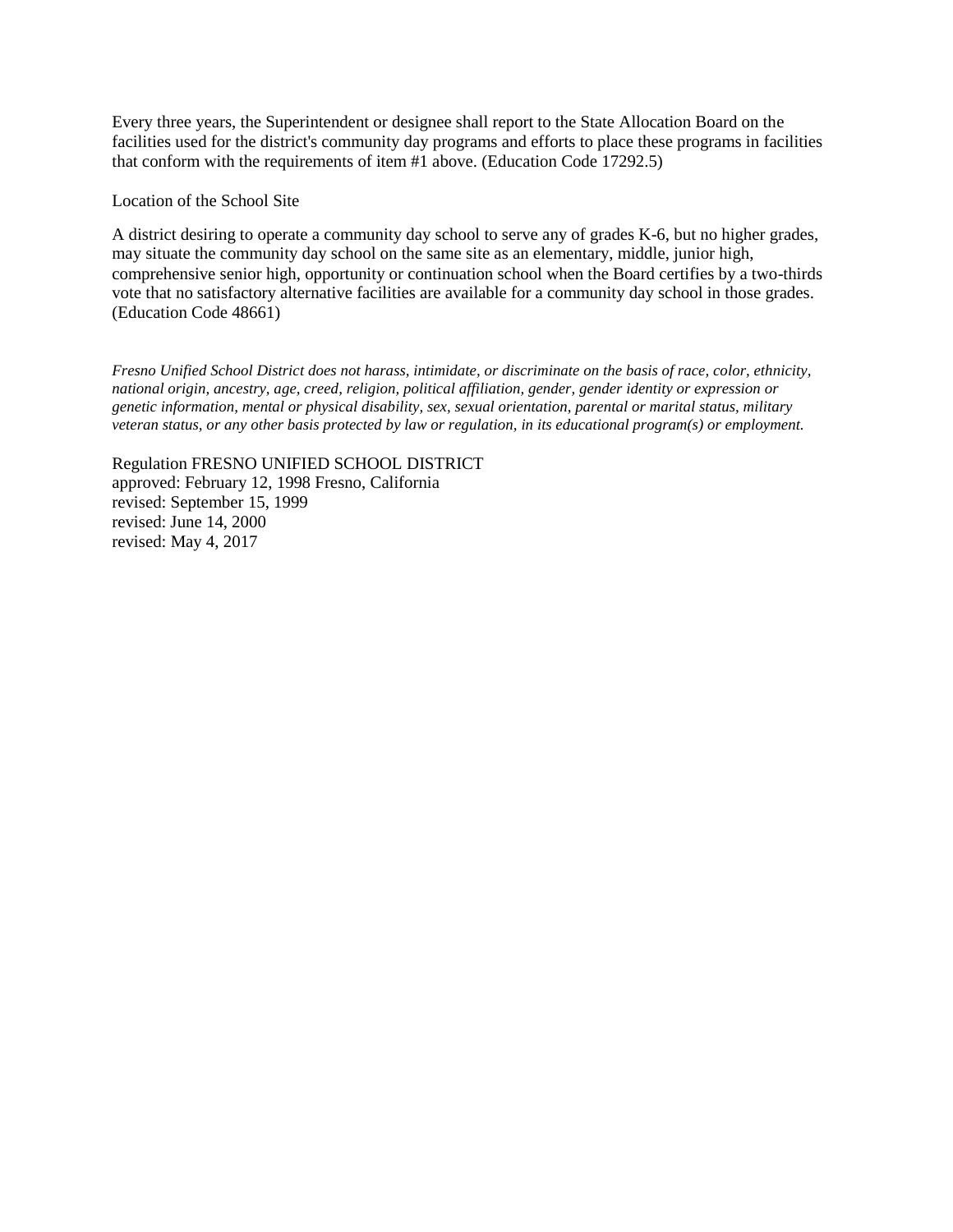Every three years, the Superintendent or designee shall report to the State Allocation Board on the facilities used for the district's community day programs and efforts to place these programs in facilities that conform with the requirements of item #1 above. (Education Code 17292.5)

Location of the School Site

A district desiring to operate a community day school to serve any of grades K-6, but no higher grades, may situate the community day school on the same site as an elementary, middle, junior high, comprehensive senior high, opportunity or continuation school when the Board certifies by a two-thirds vote that no satisfactory alternative facilities are available for a community day school in those grades. (Education Code 48661)

*Fresno Unified School District does not harass, intimidate, or discriminate on the basis of race, color, ethnicity, national origin, ancestry, age, creed, religion, political affiliation, gender, gender identity or expression or genetic information, mental or physical disability, sex, sexual orientation, parental or marital status, military veteran status, or any other basis protected by law or regulation, in its educational program(s) or employment.*

Regulation FRESNO UNIFIED SCHOOL DISTRICT
approved: February 12, 1998 Fresno, California
revised: September 15, 1999
revised: June 14, 2000
revised: May 4, 2017